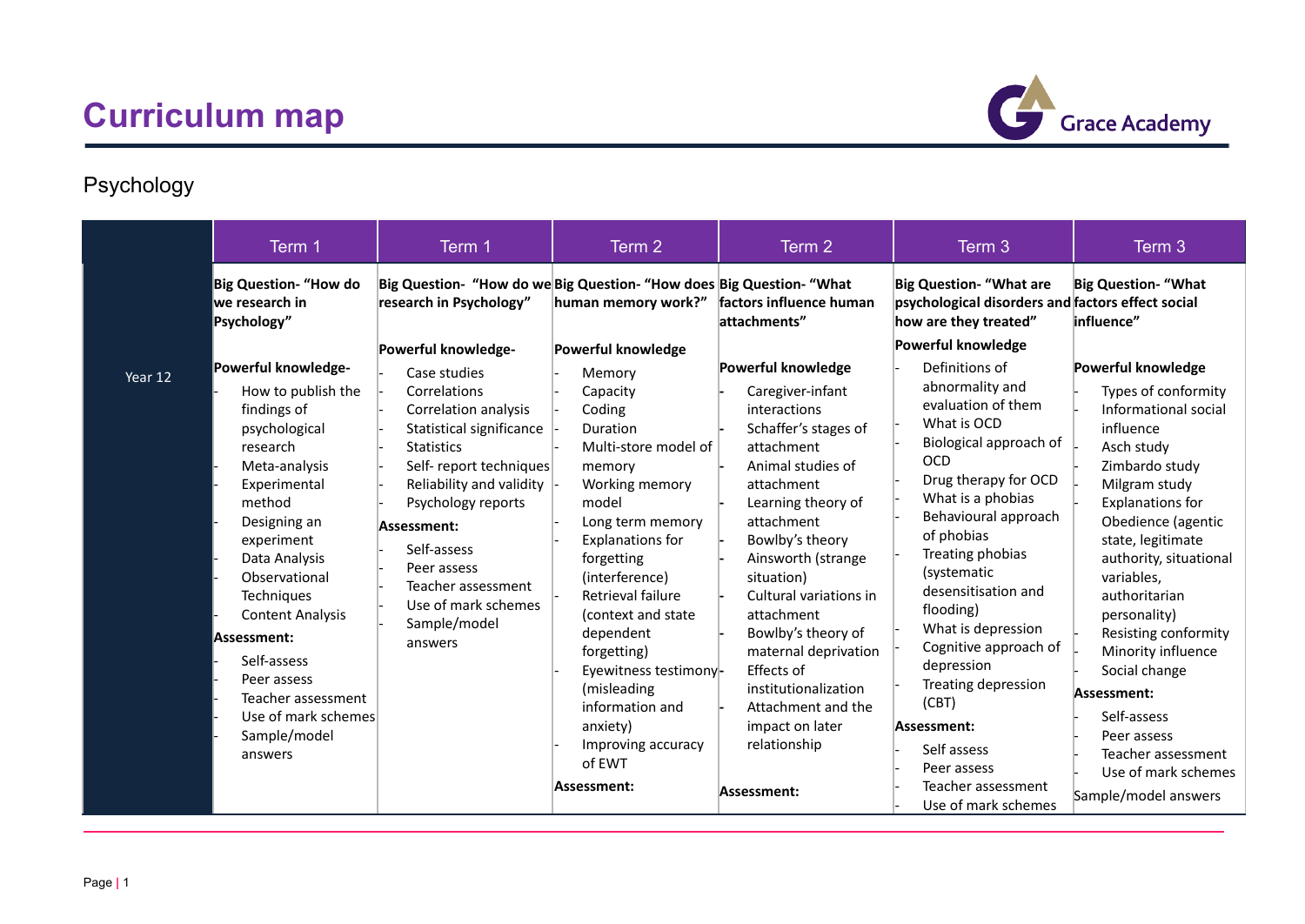# Curriculum map

Grace Academy

## Psychology

| | Term 1 | Term 1 | Term 2 | Term 2 | Term 3 | Term 3 |
|---|---|---|---|---|---|---|
| Year 12 | **Big Question- "How do we research in Psychology"**<br><br>**Powerful knowledge-**<br>- How to publish the findings of psychological research<br>- Meta-analysis<br>- Experimental method<br>- Designing an experiment<br>- Data Analysis<br>- Observational Techniques<br>- Content Analysis<br><br>**Assessment:**<br>- Self-assess<br>- Peer assess<br>- Teacher assessment<br>- Use of mark schemes<br>- Sample/model answers | **Big Question- "How do we research in Psychology"**<br><br>**Powerful knowledge-**<br>- Case studies<br>- Correlations<br>- Correlation analysis<br>- Statistical significance<br>- Statistics<br>- Self- report techniques<br>- Reliability and validity<br>- Psychology reports<br><br>**Assessment:**<br>- Self-assess<br>- Peer assess<br>- Teacher assessment<br>- Use of mark schemes<br>- Sample/model answers | **Big Question- "How does human memory work?"**<br><br>**Powerful knowledge**<br>- Memory<br>- Capacity<br>- Coding<br>- Duration<br>- Multi-store model of memory<br>- Working memory model<br>- Long term memory<br>- Explanations for forgetting (interference)<br>- Retrieval failure (context and state dependent forgetting)<br>- Eyewitness testimony (misleading information and anxiety)<br>- Improving accuracy of EWT<br><br>**Assessment:** | **Big Question- "What factors influence human attachments"**<br><br>**Powerful knowledge**<br>- Caregiver-infant interactions<br>- Schaffer's stages of attachment<br>- Animal studies of attachment<br>- Learning theory of attachment<br>- Bowlby's theory<br>- Ainsworth (strange situation)<br>- Cultural variations in attachment<br>- Bowlby's theory of maternal deprivation<br>- Effects of institutionalization<br>- Attachment and the impact on later relationship<br><br>**Assessment:** | **Big Question- "What are psychological disorders and how are they treated"**<br><br>**Powerful knowledge**<br>- Definitions of abnormality and evaluation of them<br>- What is OCD<br>- Biological approach of OCD<br>- Drug therapy for OCD<br>- What is a phobias<br>- Behavioural approach of phobias<br>- Treating phobias (systematic desensitisation and flooding)<br>- What is depression<br>- Cognitive approach of depression<br>- Treating depression (CBT)<br><br>**Assessment:**<br>- Self assess<br>- Peer assess<br>- Teacher assessment<br>- Use of mark schemes | **Big Question- "What factors effect social influence"**<br><br>**Powerful knowledge**<br>- Types of conformity<br>- Informational social influence<br>- Asch study<br>- Zimbardo study<br>- Milgram study<br>- Explanations for Obedience (agentic state, legitimate authority, situational variables, authoritarian personality)<br>- Resisting conformity<br>- Minority influence<br>- Social change<br><br>**Assessment:**<br>- Self-assess<br>- Peer assess<br>- Teacher assessment<br>- Use of mark schemes<br><br>Sample/model answers |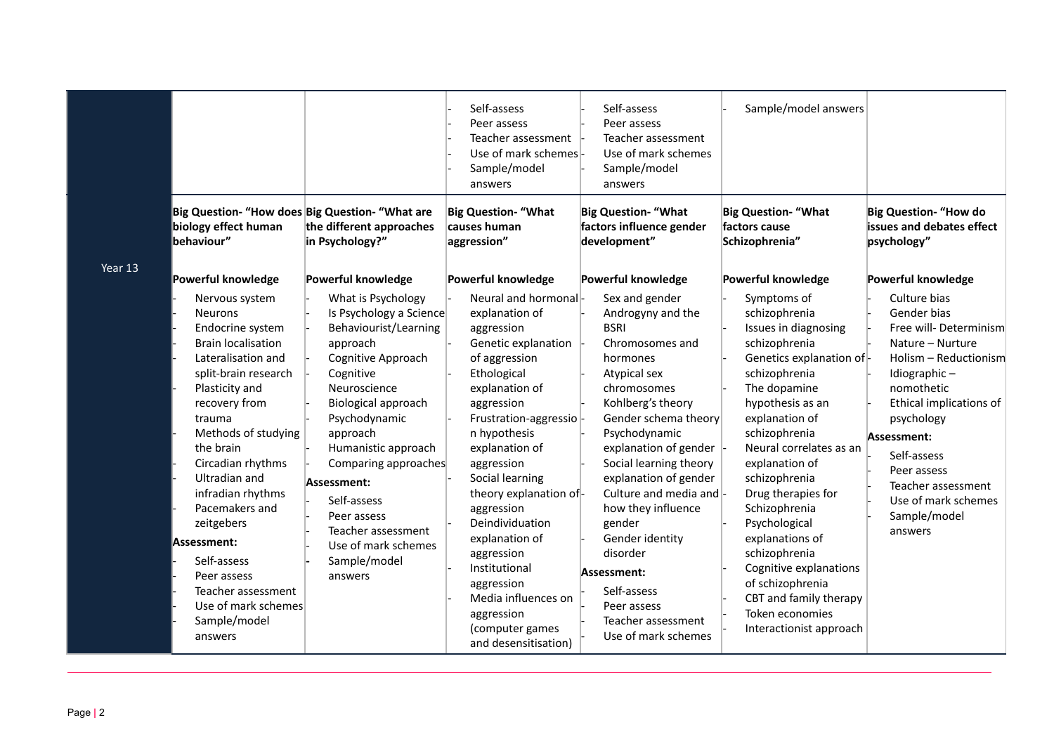| | | | | | | |
|---|---|---|---|---|---|---|
| | | | - Self-assess<br>- Peer assess<br>- Teacher assessment<br>- Use of mark schemes<br>- Sample/model answers | - Self-assess<br>- Peer assess<br>- Teacher assessment<br>- Use of mark schemes<br>- Sample/model answers | - Sample/model answers | |
| Year 13 | **Big Question- "How does biology effect human behaviour"**<br><br>**Powerful knowledge**<br>- Nervous system<br>- Neurons<br>- Endocrine system<br>- Brain localisation<br>- Lateralisation and split-brain research<br>- Plasticity and recovery from trauma<br>- Methods of studying the brain<br>- Circadian rhythms<br>- Ultradian and infradian rhythms<br>- Pacemakers and zeitgebers<br><br>**Assessment:**<br>- Self-assess<br>- Peer assess<br>- Teacher assessment<br>- Use of mark schemes<br>- Sample/model answers | **Big Question- "What are the different approaches in Psychology?"**<br><br>**Powerful knowledge**<br>- What is Psychology<br>- Is Psychology a Science<br>- Behaviourist/Learning approach<br>- Cognitive Approach<br>- Cognitive Neuroscience<br>- Biological approach<br>- Psychodynamic approach<br>- Humanistic approach<br>- Comparing approaches<br><br>**Assessment:**<br>- Self-assess<br>- Peer assess<br>- Teacher assessment<br>- Use of mark schemes<br>- Sample/model answers | **Big Question- "What causes human aggression"**<br><br>**Powerful knowledge**<br>- Neural and hormonal explanation of aggression<br>- Genetic explanation of aggression<br>- Ethological explanation of aggression<br>- Frustration-aggression hypothesis explanation of aggression<br>- Social learning theory explanation of aggression<br>- Deindividuation explanation of aggression<br>- Institutional aggression<br>- Media influences on aggression (computer games and desensitisation) | **Big Question- "What factors influence gender development"**<br><br>**Powerful knowledge**<br>- Sex and gender<br>- Androgyny and the BSRI<br>- Chromosomes and hormones<br>- Atypical sex chromosomes<br>- Kohlberg's theory<br>- Gender schema theory<br>- Psychodynamic explanation of gender<br>- Social learning theory explanation of gender<br>- Culture and media and how they influence gender<br>- Gender identity disorder<br><br>**Assessment:**<br>- Self-assess<br>- Peer assess<br>- Teacher assessment<br>- Use of mark schemes | **Big Question- "What factors cause Schizophrenia"**<br><br>**Powerful knowledge**<br>- Symptoms of schizophrenia<br>- Issues in diagnosing schizophrenia<br>- Genetics explanation of schizophrenia<br>- The dopamine hypothesis as an explanation of schizophrenia<br>- Neural correlates as an explanation of schizophrenia<br>- Drug therapies for Schizophrenia<br>- Psychological explanations of schizophrenia<br>- Cognitive explanations of schizophrenia<br>- CBT and family therapy<br>- Token economies<br>- Interactionist approach | **Big Question- "How do issues and debates effect psychology"**<br><br>**Powerful knowledge**<br>- Culture bias<br>- Gender bias<br>- Free will- Determinism<br>- Nature – Nurture<br>- Holism – Reductionism<br>- Idiographic – nomothetic<br>- Ethical implications of psychology<br><br>**Assessment:**<br>- Self-assess<br>- Peer assess<br>- Teacher assessment<br>- Use of mark schemes<br>- Sample/model answers |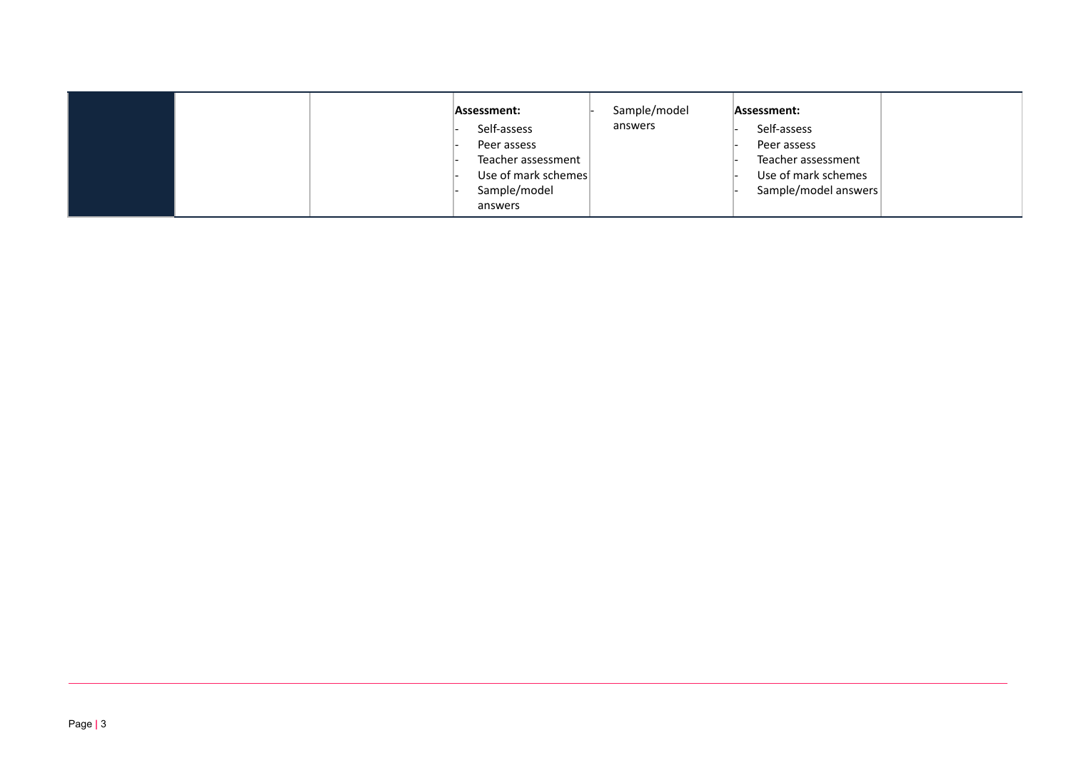| | | | | | | |
|---|---|---|---|---|---|---|
| | | | **Assessment:**<br>- Self-assess<br>- Peer assess<br>- Teacher assessment<br>- Use of mark schemes<br>- Sample/model answers | - Sample/model answers | **Assessment:**<br>- Self-assess<br>- Peer assess<br>- Teacher assessment<br>- Use of mark schemes<br>- Sample/model answers | |